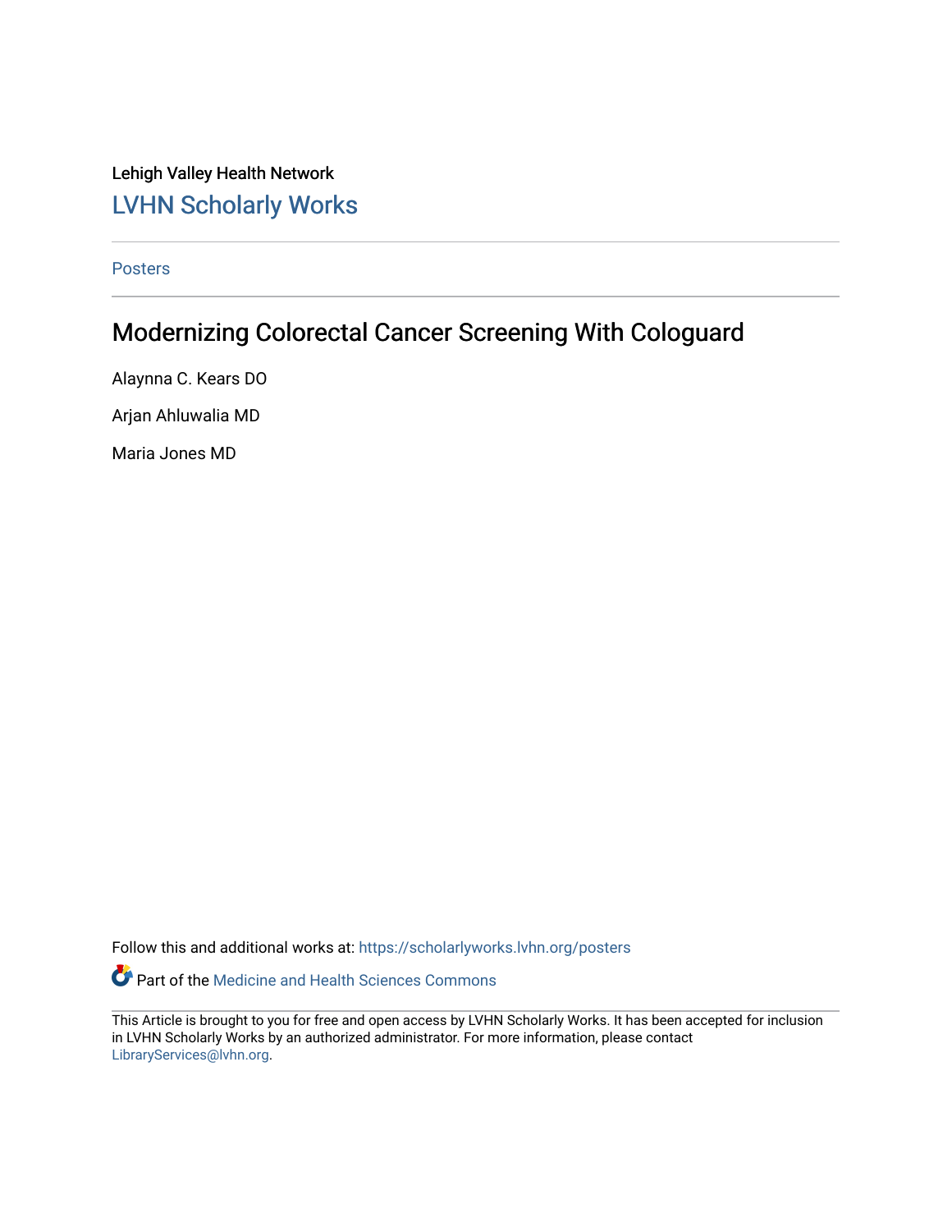Lehigh Valley Health Network

LVHN Scholarly Works

Posters

# Modernizing Colorectal Cancer Screening With Cologuard

Alaynna C. Kears DO

Arjan Ahluwalia MD

Maria Jones MD

Follow this and additional works at: https://scholarlyworks.lvhn.org/posters

Part of the Medicine and Health Sciences Commons

This Article is brought to you for free and open access by LVHN Scholarly Works. It has been accepted for inclusion in LVHN Scholarly Works by an authorized administrator. For more information, please contact LibraryServices@lvhn.org.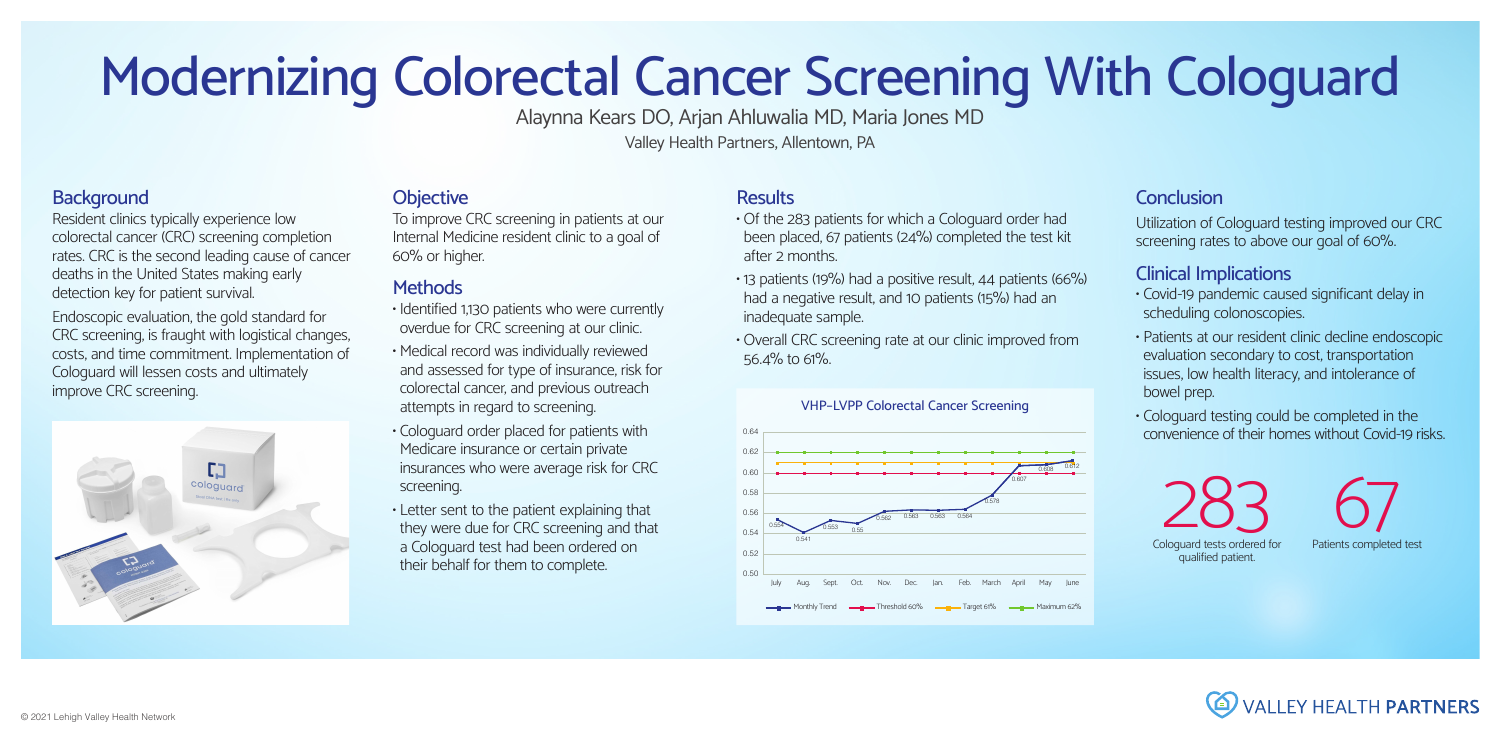# Modernizing Colorectal Cancer Screening With Cologuard

Alaynna Kears DO, Arjan Ahluwalia MD, Maria Jones MD

Valley Health Partners, Allentown, PA

## Background

Resident clinics typically experience low colorectal cancer (CRC) screening completion rates. CRC is the second leading cause of cancer deaths in the United States making early detection key for patient survival.

Endoscopic evaluation, the gold standard for CRC screening, is fraught with logistical changes, costs, and time commitment. Implementation of Cologuard will lessen costs and ultimately improve CRC screening.

## Objective

To improve CRC screening in patients at our Internal Medicine resident clinic to a goal of 60% or higher.

## Methods

- Identified 1,130 patients who were currently overdue for CRC screening at our clinic.
- Medical record was individually reviewed and assessed for type of insurance, risk for colorectal cancer, and previous outreach attempts in regard to screening.
- Cologuard order placed for patients with Medicare insurance or certain private insurances who were average risk for CRC screening.
- Letter sent to the patient explaining that they were due for CRC screening and that a Cologuard test had been ordered on their behalf for them to complete.

## Results

- Of the 283 patients for which a Cologuard order had been placed, 67 patients (24%) completed the test kit after 2 months.
- 13 patients (19%) had a positive result, 44 patients (66%) had a negative result, and 10 patients (15%) had an inadequate sample.
- Overall CRC screening rate at our clinic improved from 56.4% to 61%.

VHP-LVPP Colorectal Cancer Screening

0.64
0.62
0.60
0.58
0.56
0.54
0.52
0.50

July Aug. Sept. Oct. Nov. Dec. Jan. Feb. March April May June

0.554 0.541 0.553 0.55 0.562 0.563 0.563 0.564 0.578 0.607 0.608 0.612

Monthly Trend — Threshold 60% — Target 61% — Maximum 62%

## Conclusion

Utilization of Cologuard testing improved our CRC screening rates to above our goal of 60%.

## Clinical Implications

- Covid-19 pandemic caused significant delay in scheduling colonoscopies.
- Patients at our resident clinic decline endoscopic evaluation secondary to cost, transportation issues, low health literacy, and intolerance of bowel prep.
- Cologuard testing could be completed in the convenience of their homes without Covid-19 risks.

**283**
Cologuard tests ordered for qualified patient.

**67**
Patients completed test

© 2021 Lehigh Valley Health Network

VALLEY HEALTH PARTNERS